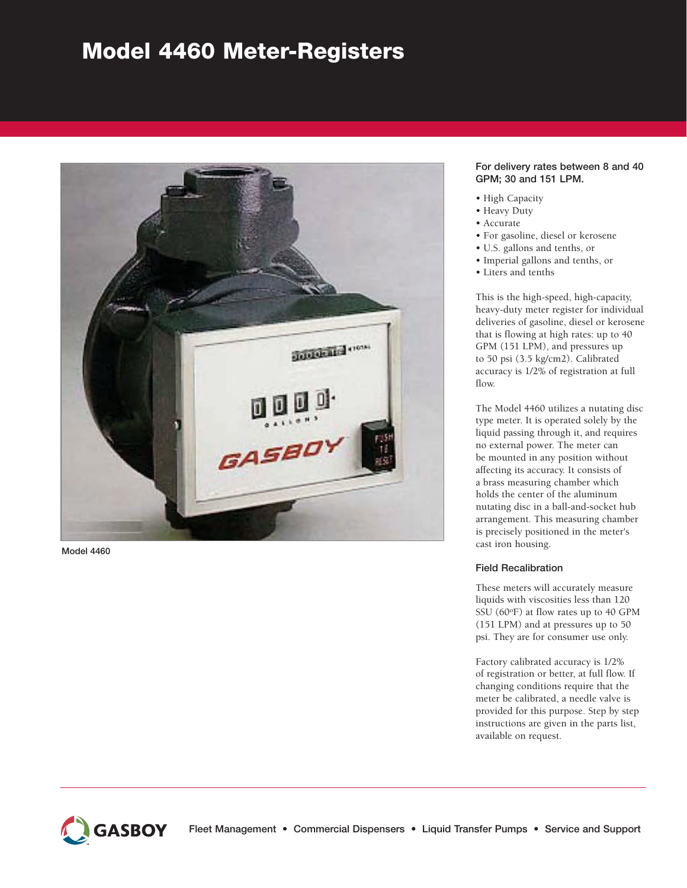# Model 4460 Meter-Registers

Model 4460

**For delivery rates between 8 and 40 GPM; 30 and 151 LPM.**

- High Capacity
- Heavy Duty
- Accurate
- For gasoline, diesel or kerosene
- U.S. gallons and tenths, or
- Imperial gallons and tenths, or
- Liters and tenths

This is the high-speed, high-capacity, heavy-duty meter register for individual deliveries of gasoline, diesel or kerosene that is flowing at high rates: up to 40 GPM (151 LPM), and pressures up to 50 psi (3.5 kg/cm2). Calibrated accuracy is 1/2% of registration at full flow.

The Model 4460 utilizes a nutating disc type meter. It is operated solely by the liquid passing through it, and requires no external power. The meter can be mounted in any position without affecting its accuracy. It consists of a brass measuring chamber which holds the center of the aluminum nutating disc in a ball-and-socket hub arrangement. This measuring chamber is precisely positioned in the meter's cast iron housing.

### Field Recalibration

These meters will accurately measure liquids with viscosities less than 120 SSU (60ºF) at flow rates up to 40 GPM (151 LPM) and at pressures up to 50 psi. They are for consumer use only.

Factory calibrated accuracy is 1/2% of registration or better, at full flow. If changing conditions require that the meter be calibrated, a needle valve is provided for this purpose. Step by step instructions are given in the parts list, available on request.

GASBOY Fleet Management • Commercial Dispensers • Liquid Transfer Pumps • Service and Support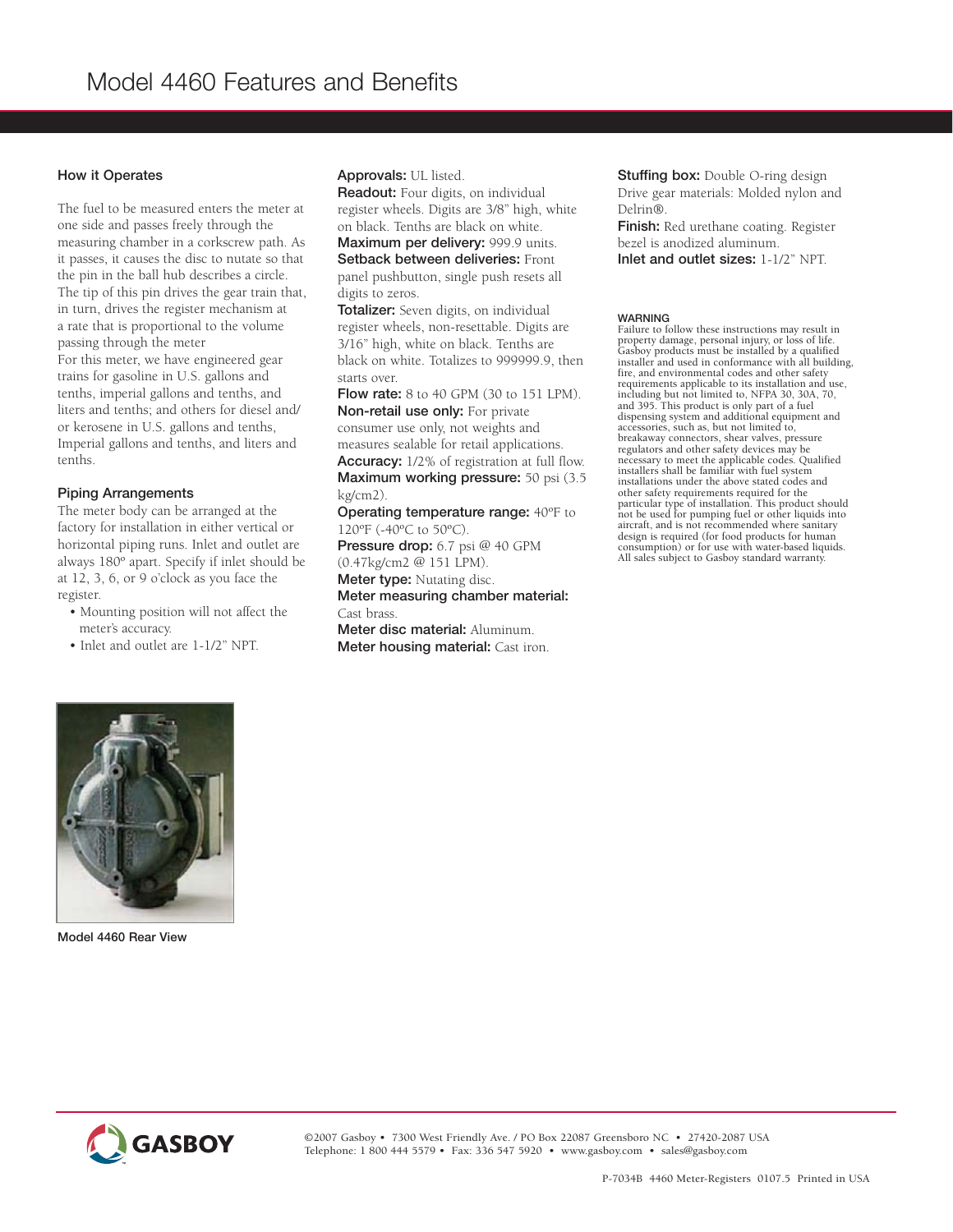# Model 4460 Features and Benefits

### How it Operates

The fuel to be measured enters the meter at one side and passes freely through the measuring chamber in a corkscrew path. As it passes, it causes the disc to nutate so that the pin in the ball hub describes a circle. The tip of this pin drives the gear train that, in turn, drives the register mechanism at a rate that is proportional to the volume passing through the meter

For this meter, we have engineered gear trains for gasoline in U.S. gallons and tenths, imperial gallons and tenths, and liters and tenths; and others for diesel and/or kerosene in U.S. gallons and tenths, Imperial gallons and tenths, and liters and tenths.

### Piping Arrangements

The meter body can be arranged at the factory for installation in either vertical or horizontal piping runs. Inlet and outlet are always 180º apart. Specify if inlet should be at 12, 3, 6, or 9 o'clock as you face the register.

- Mounting position will not affect the meter's accuracy.
- Inlet and outlet are 1-1/2" NPT.

**Approvals:** UL listed.
**Readout:** Four digits, on individual register wheels. Digits are 3/8" high, white on black. Tenths are black on white.
**Maximum per delivery:** 999.9 units.
**Setback between deliveries:** Front panel pushbutton, single push resets all digits to zeros.
**Totalizer:** Seven digits, on individual register wheels, non-resettable. Digits are 3/16" high, white on black. Tenths are black on white. Totalizes to 999999.9, then starts over.
**Flow rate:** 8 to 40 GPM (30 to 151 LPM).
**Non-retail use only:** For private consumer use only, not weights and measures sealable for retail applications.
**Accuracy:** 1/2% of registration at full flow.
**Maximum working pressure:** 50 psi (3.5 kg/cm2).
**Operating temperature range:** 40ºF to 120ºF (-40ºC to 50ºC).
**Pressure drop:** 6.7 psi @ 40 GPM (0.47kg/cm2 @ 151 LPM).
**Meter type:** Nutating disc.
**Meter measuring chamber material:** Cast brass.
**Meter disc material:** Aluminum.
**Meter housing material:** Cast iron.

**Stuffing box:** Double O-ring design
Drive gear materials: Molded nylon and Delrin®.
**Finish:** Red urethane coating. Register bezel is anodized aluminum.
**Inlet and outlet sizes:** 1-1/2" NPT.

**WARNING**
Failure to follow these instructions may result in property damage, personal injury, or loss of life. Gasboy products must be installed by a qualified installer and used in conformance with all building, fire, and environmental codes and other safety requirements applicable to its installation and use, including but not limited to, NFPA 30, 30A, 70, and 395. This product is only part of a fuel dispensing system and additional equipment and accessories, such as, but not limited to, breakaway connectors, shear valves, pressure regulators and other safety devices may be necessary to meet the applicable codes. Qualified installers shall be familiar with fuel system installations under the above stated codes and other safety requirements required for the particular type of installation. This product should not be used for pumping fuel or other liquids into aircraft, and is not recommended where sanitary design is required (for food products for human consumption) or for use with water-based liquids. All sales subject to Gasboy standard warranty.

**Model 4460 Rear View**

GASBOY

©2007 Gasboy • 7300 West Friendly Ave. / PO Box 22087 Greensboro NC • 27420-2087 USA
Telephone: 1 800 444 5579 • Fax: 336 547 5920 • www.gasboy.com • sales@gasboy.com

P-7034B 4460 Meter-Registers 0107.5 Printed in USA